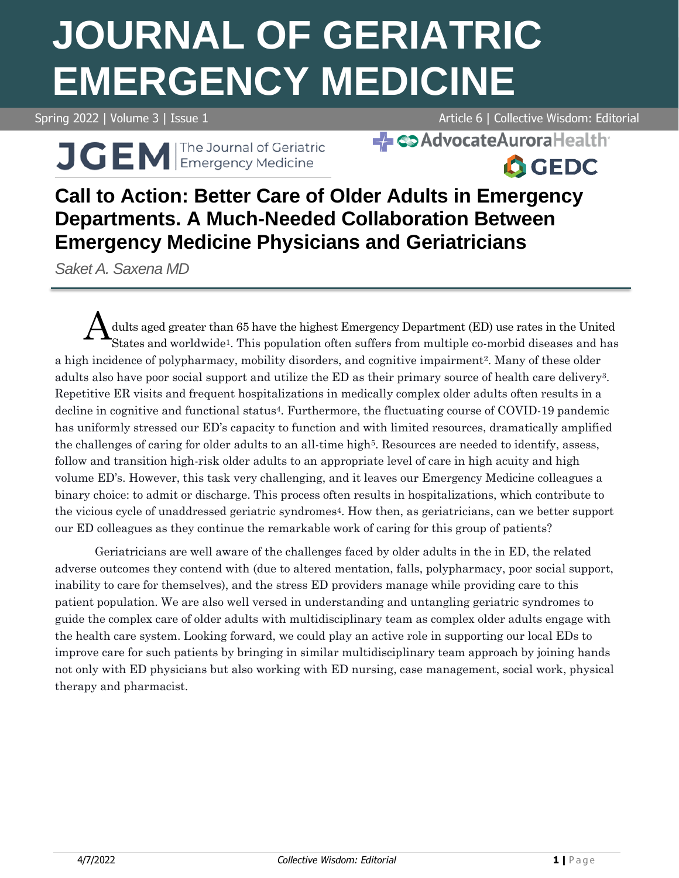# Call to Action: Better Care of Older Adults in Emergency Departments. A Much-Needed Collaboration Between Emergency Medicine Physicians and Geriatricians

*Saket A. Saxena MD*

Adults aged greater than 65 have the highest Emergency Department (ED) use rates in the United States and worldwide[1]. This population often suffers from multiple co-morbid diseases and has a high incidence of polypharmacy, mobility disorders, and cognitive impairment[2]. Many of these older adults also have poor social support and utilize the ED as their primary source of health care delivery[3]. Repetitive ER visits and frequent hospitalizations in medically complex older adults often results in a decline in cognitive and functional status[4]. Furthermore, the fluctuating course of COVID-19 pandemic has uniformly stressed our ED's capacity to function and with limited resources, dramatically amplified the challenges of caring for older adults to an all-time high[5]. Resources are needed to identify, assess, follow and transition high-risk older adults to an appropriate level of care in high acuity and high volume ED's. However, this task very challenging, and it leaves our Emergency Medicine colleagues a binary choice: to admit or discharge. This process often results in hospitalizations, which contribute to the vicious cycle of unaddressed geriatric syndromes[4]. How then, as geriatricians, can we better support our ED colleagues as they continue the remarkable work of caring for this group of patients?

Geriatricians are well aware of the challenges faced by older adults in the in ED, the related adverse outcomes they contend with (due to altered mentation, falls, polypharmacy, poor social support, inability to care for themselves), and the stress ED providers manage while providing care to this patient population. We are also well versed in understanding and untangling geriatric syndromes to guide the complex care of older adults with multidisciplinary team as complex older adults engage with the health care system. Looking forward, we could play an active role in supporting our local EDs to improve care for such patients by bringing in similar multidisciplinary team approach by joining hands not only with ED physicians but also working with ED nursing, case management, social work, physical therapy and pharmacist.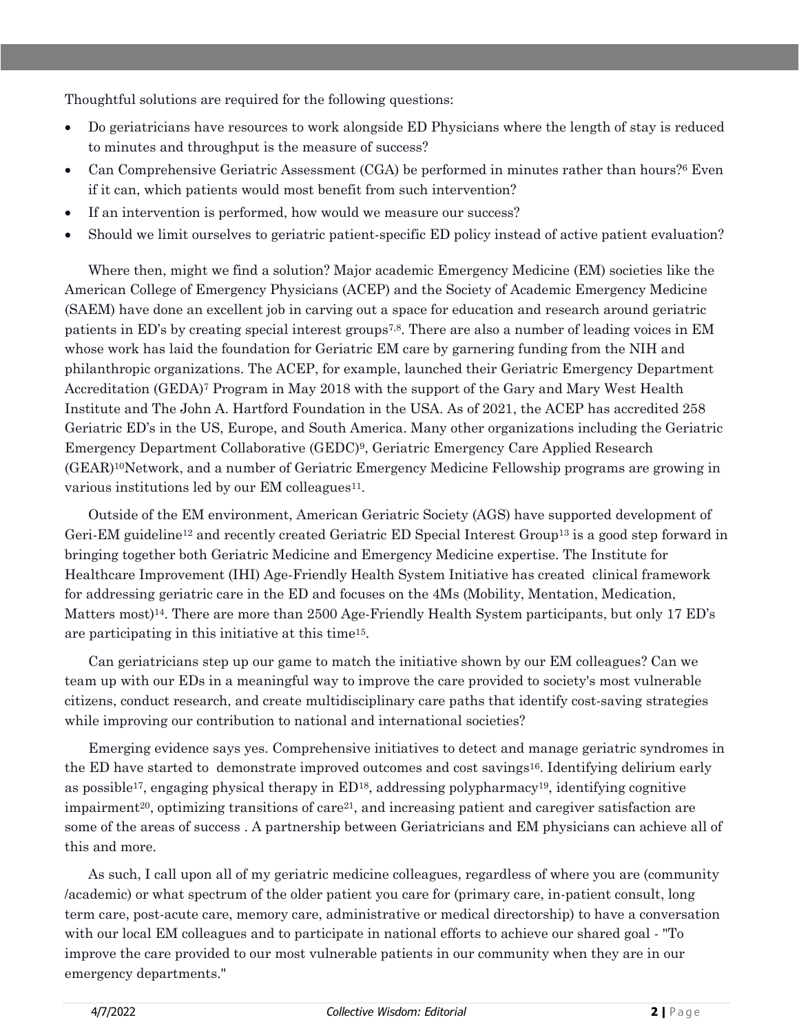Thoughtful solutions are required for the following questions:

- Do geriatricians have resources to work alongside ED Physicians where the length of stay is reduced to minutes and throughput is the measure of success?
- Can Comprehensive Geriatric Assessment (CGA) be performed in minutes rather than hours?[6] Even if it can, which patients would most benefit from such intervention?
- If an intervention is performed, how would we measure our success?
- Should we limit ourselves to geriatric patient-specific ED policy instead of active patient evaluation?

Where then, might we find a solution? Major academic Emergency Medicine (EM) societies like the American College of Emergency Physicians (ACEP) and the Society of Academic Emergency Medicine (SAEM) have done an excellent job in carving out a space for education and research around geriatric patients in ED's by creating special interest groups[7,8]. There are also a number of leading voices in EM whose work has laid the foundation for Geriatric EM care by garnering funding from the NIH and philanthropic organizations. The ACEP, for example, launched their Geriatric Emergency Department Accreditation (GEDA)[7] Program in May 2018 with the support of the Gary and Mary West Health Institute and The John A. Hartford Foundation in the USA. As of 2021, the ACEP has accredited 258 Geriatric ED's in the US, Europe, and South America. Many other organizations including the Geriatric Emergency Department Collaborative (GEDC)[9], Geriatric Emergency Care Applied Research (GEAR)[10]Network, and a number of Geriatric Emergency Medicine Fellowship programs are growing in various institutions led by our EM colleagues[11].

Outside of the EM environment, American Geriatric Society (AGS) have supported development of Geri-EM guideline[12] and recently created Geriatric ED Special Interest Group[13] is a good step forward in bringing together both Geriatric Medicine and Emergency Medicine expertise. The Institute for Healthcare Improvement (IHI) Age-Friendly Health System Initiative has created clinical framework for addressing geriatric care in the ED and focuses on the 4Ms (Mobility, Mentation, Medication, Matters most)[14]. There are more than 2500 Age-Friendly Health System participants, but only 17 ED's are participating in this initiative at this time[15].

Can geriatricians step up our game to match the initiative shown by our EM colleagues? Can we team up with our EDs in a meaningful way to improve the care provided to society's most vulnerable citizens, conduct research, and create multidisciplinary care paths that identify cost-saving strategies while improving our contribution to national and international societies?

Emerging evidence says yes. Comprehensive initiatives to detect and manage geriatric syndromes in the ED have started to demonstrate improved outcomes and cost savings[16]. Identifying delirium early as possible[17], engaging physical therapy in ED[18], addressing polypharmacy[19], identifying cognitive impairment[20], optimizing transitions of care[21], and increasing patient and caregiver satisfaction are some of the areas of success . A partnership between Geriatricians and EM physicians can achieve all of this and more.

As such, I call upon all of my geriatric medicine colleagues, regardless of where you are (community /academic) or what spectrum of the older patient you care for (primary care, in-patient consult, long term care, post-acute care, memory care, administrative or medical directorship) to have a conversation with our local EM colleagues and to participate in national efforts to achieve our shared goal - "To improve the care provided to our most vulnerable patients in our community when they are in our emergency departments."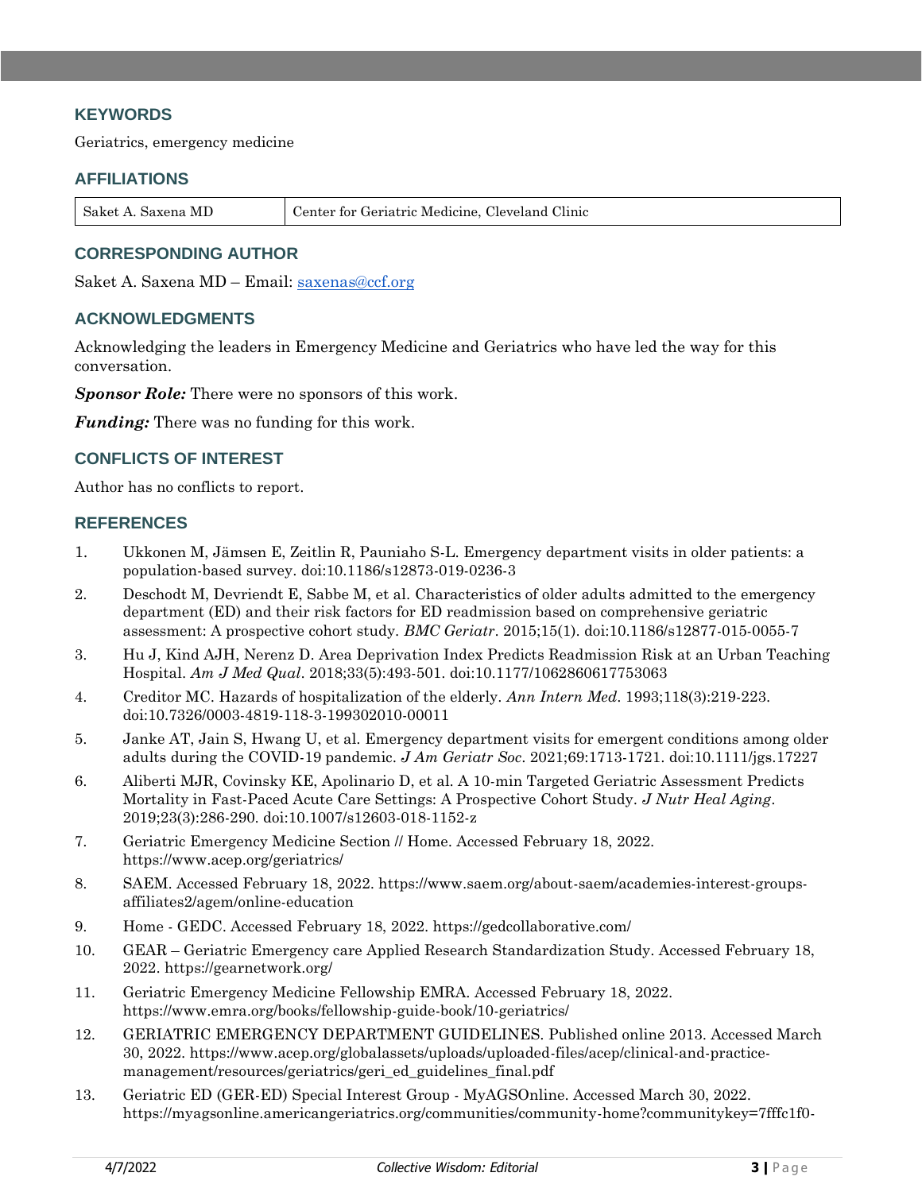## KEYWORDS

Geriatrics, emergency medicine

## AFFILIATIONS

| Saket A. Saxena MD | Center for Geriatric Medicine, Cleveland Clinic |
|---|---|

## CORRESPONDING AUTHOR

Saket A. Saxena MD – Email: saxenas@ccf.org

## ACKNOWLEDGMENTS

Acknowledging the leaders in Emergency Medicine and Geriatrics who have led the way for this conversation.

***Sponsor Role:*** There were no sponsors of this work.

***Funding:*** There was no funding for this work.

## CONFLICTS OF INTEREST

Author has no conflicts to report.

## REFERENCES

1. Ukkonen M, Jämsen E, Zeitlin R, Pauniaho S-L. Emergency department visits in older patients: a population-based survey. doi:10.1186/s12873-019-0236-3
2. Deschodt M, Devriendt E, Sabbe M, et al. Characteristics of older adults admitted to the emergency department (ED) and their risk factors for ED readmission based on comprehensive geriatric assessment: A prospective cohort study. *BMC Geriatr*. 2015;15(1). doi:10.1186/s12877-015-0055-7
3. Hu J, Kind AJH, Nerenz D. Area Deprivation Index Predicts Readmission Risk at an Urban Teaching Hospital. *Am J Med Qual*. 2018;33(5):493-501. doi:10.1177/1062860617753063
4. Creditor MC. Hazards of hospitalization of the elderly. *Ann Intern Med*. 1993;118(3):219-223. doi:10.7326/0003-4819-118-3-199302010-00011
5. Janke AT, Jain S, Hwang U, et al. Emergency department visits for emergent conditions among older adults during the COVID-19 pandemic. *J Am Geriatr Soc*. 2021;69:1713-1721. doi:10.1111/jgs.17227
6. Aliberti MJR, Covinsky KE, Apolinario D, et al. A 10-min Targeted Geriatric Assessment Predicts Mortality in Fast-Paced Acute Care Settings: A Prospective Cohort Study. *J Nutr Heal Aging*. 2019;23(3):286-290. doi:10.1007/s12603-018-1152-z
7. Geriatric Emergency Medicine Section // Home. Accessed February 18, 2022. https://www.acep.org/geriatrics/
8. SAEM. Accessed February 18, 2022. https://www.saem.org/about-saem/academies-interest-groups-affiliates2/agem/online-education
9. Home - GEDC. Accessed February 18, 2022. https://gedcollaborative.com/
10. GEAR – Geriatric Emergency care Applied Research Standardization Study. Accessed February 18, 2022. https://gearnetwork.org/
11. Geriatric Emergency Medicine Fellowship EMRA. Accessed February 18, 2022. https://www.emra.org/books/fellowship-guide-book/10-geriatrics/
12. GERIATRIC EMERGENCY DEPARTMENT GUIDELINES. Published online 2013. Accessed March 30, 2022. https://www.acep.org/globalassets/uploads/uploaded-files/acep/clinical-and-practice-management/resources/geriatrics/geri_ed_guidelines_final.pdf
13. Geriatric ED (GER-ED) Special Interest Group - MyAGSOnline. Accessed March 30, 2022. https://myagsonline.americangeriatrics.org/communities/community-home?communitykey=7fffc1f0-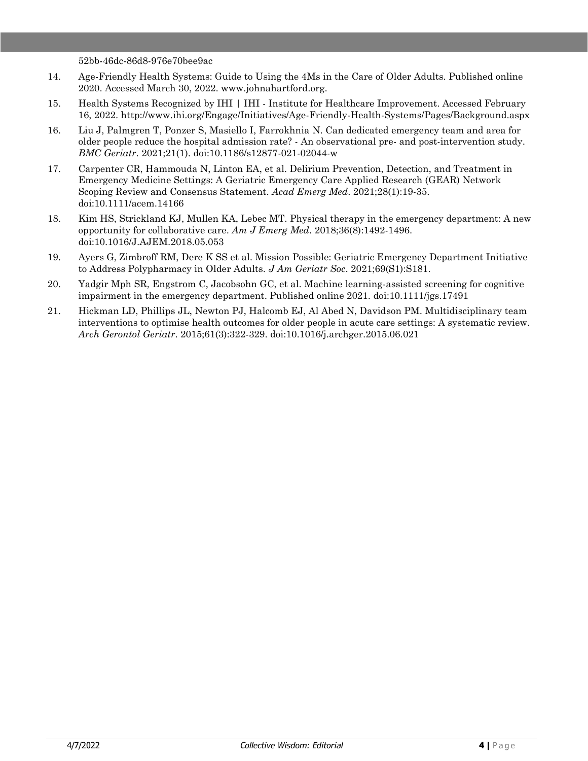52bb-46dc-86d8-976e70bee9ac

14. Age-Friendly Health Systems: Guide to Using the 4Ms in the Care of Older Adults. Published online 2020. Accessed March 30, 2022. www.johnahartford.org.
15. Health Systems Recognized by IHI | IHI - Institute for Healthcare Improvement. Accessed February 16, 2022. http://www.ihi.org/Engage/Initiatives/Age-Friendly-Health-Systems/Pages/Background.aspx
16. Liu J, Palmgren T, Ponzer S, Masiello I, Farrokhnia N. Can dedicated emergency team and area for older people reduce the hospital admission rate? - An observational pre- and post-intervention study. *BMC Geriatr*. 2021;21(1). doi:10.1186/s12877-021-02044-w
17. Carpenter CR, Hammouda N, Linton EA, et al. Delirium Prevention, Detection, and Treatment in Emergency Medicine Settings: A Geriatric Emergency Care Applied Research (GEAR) Network Scoping Review and Consensus Statement. *Acad Emerg Med*. 2021;28(1):19-35. doi:10.1111/acem.14166
18. Kim HS, Strickland KJ, Mullen KA, Lebec MT. Physical therapy in the emergency department: A new opportunity for collaborative care. *Am J Emerg Med*. 2018;36(8):1492-1496. doi:10.1016/J.AJEM.2018.05.053
19. Ayers G, Zimbroff RM, Dere K SS et al. Mission Possible: Geriatric Emergency Department Initiative to Address Polypharmacy in Older Adults. *J Am Geriatr Soc*. 2021;69(S1):S181.
20. Yadgir Mph SR, Engstrom C, Jacobsohn GC, et al. Machine learning-assisted screening for cognitive impairment in the emergency department. Published online 2021. doi:10.1111/jgs.17491
21. Hickman LD, Phillips JL, Newton PJ, Halcomb EJ, Al Abed N, Davidson PM. Multidisciplinary team interventions to optimise health outcomes for older people in acute care settings: A systematic review. *Arch Gerontol Geriatr*. 2015;61(3):322-329. doi:10.1016/j.archger.2015.06.021